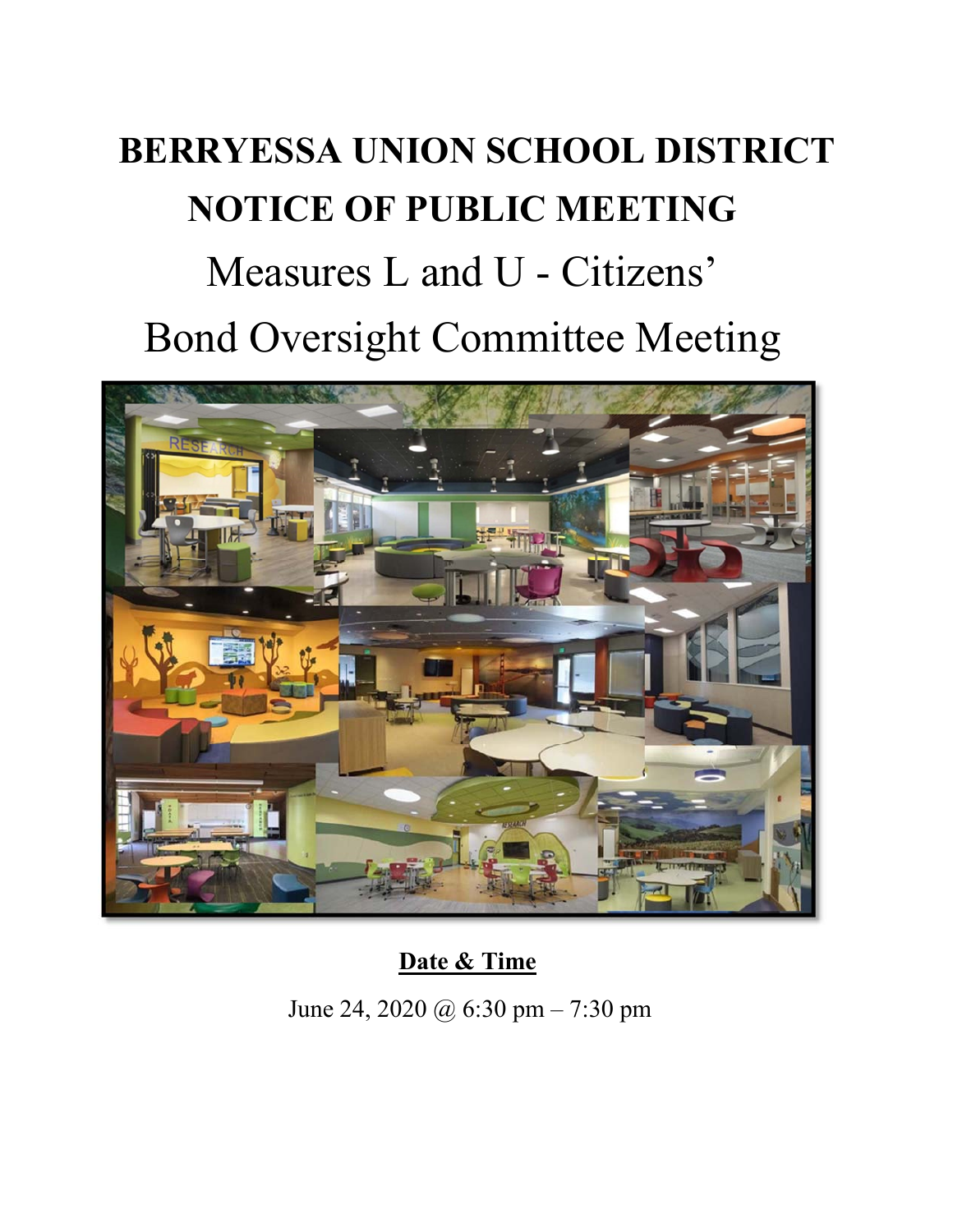# BERRYESSA UNION SCHOOL DISTRICT

# NOTICE OF PUBLIC MEETING

## Measures L and U - Citizens' Bond Oversight Committee Meeting

**Date & Time**

June 24, 2020 @ 6:30 pm – 7:30 pm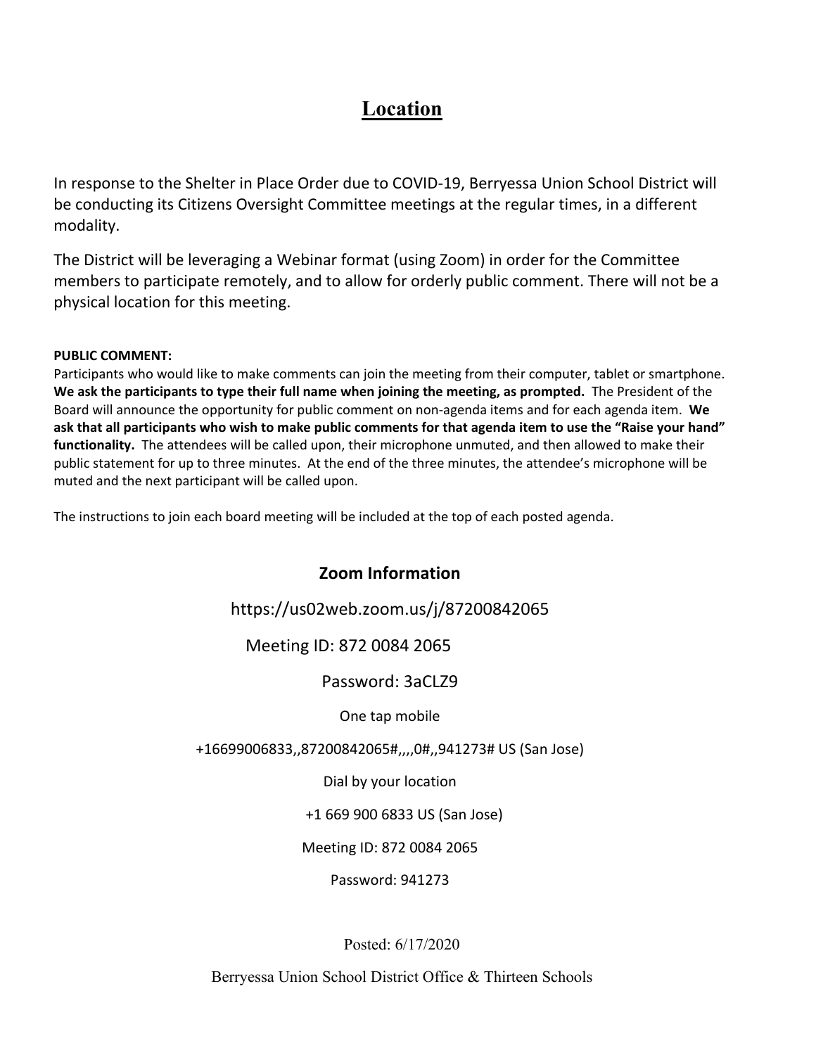# Location

In response to the Shelter in Place Order due to COVID-19, Berryessa Union School District will be conducting its Citizens Oversight Committee meetings at the regular times, in a different modality.

The District will be leveraging a Webinar format (using Zoom) in order for the Committee members to participate remotely, and to allow for orderly public comment. There will not be a physical location for this meeting.

**PUBLIC COMMENT:**

Participants who would like to make comments can join the meeting from their computer, tablet or smartphone. **We ask the participants to type their full name when joining the meeting, as prompted.** The President of the Board will announce the opportunity for public comment on non-agenda items and for each agenda item. **We ask that all participants who wish to make public comments for that agenda item to use the "Raise your hand" functionality.** The attendees will be called upon, their microphone unmuted, and then allowed to make their public statement for up to three minutes. At the end of the three minutes, the attendee's microphone will be muted and the next participant will be called upon.

The instructions to join each board meeting will be included at the top of each posted agenda.

**Zoom Information**

https://us02web.zoom.us/j/87200842065

Meeting ID: 872 0084 2065

Password: 3aCLZ9

One tap mobile

+16699006833,,87200842065#,,,,0#,,941273# US (San Jose)

Dial by your location

+1 669 900 6833 US (San Jose)

Meeting ID: 872 0084 2065

Password: 941273

Posted: 6/17/2020

Berryessa Union School District Office & Thirteen Schools